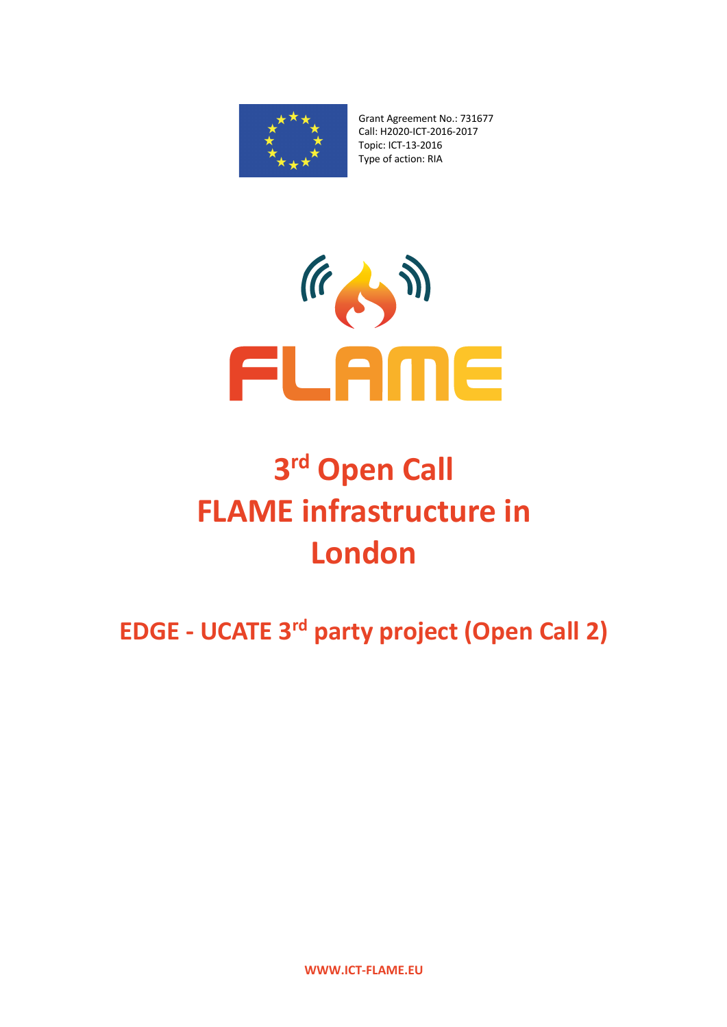Grant Agreement No.: 731677
Call: H2020-ICT-2016-2017
Topic: ICT-13-2016
Type of action: RIA

FLAME

# 3rd Open Call FLAME infrastructure in London

## EDGE - UCATE 3rd party project (Open Call 2)

WWW.ICT-FLAME.EU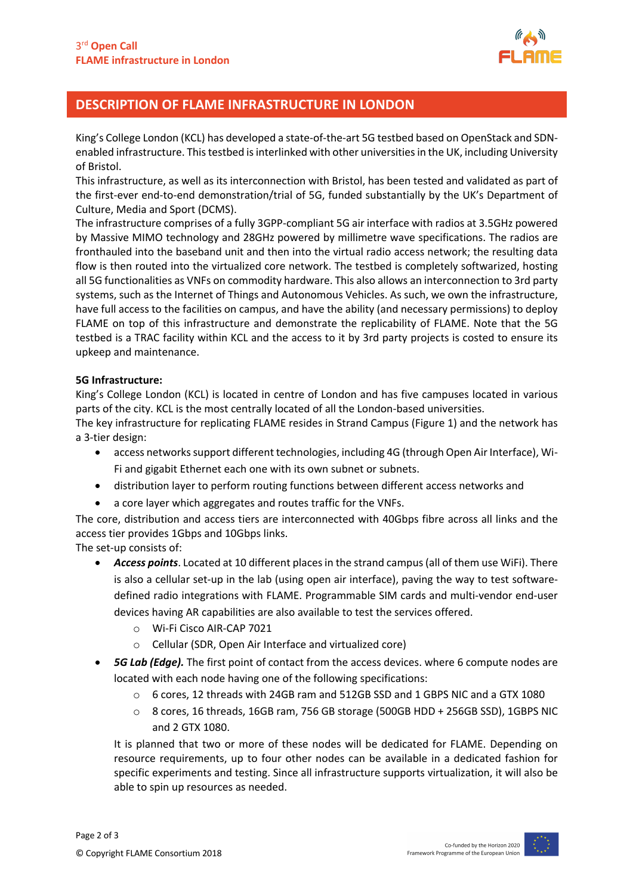## DESCRIPTION OF FLAME INFRASTRUCTURE IN LONDON

King's College London (KCL) has developed a state-of-the-art 5G testbed based on OpenStack and SDN-enabled infrastructure. This testbed is interlinked with other universities in the UK, including University of Bristol.

This infrastructure, as well as its interconnection with Bristol, has been tested and validated as part of the first-ever end-to-end demonstration/trial of 5G, funded substantially by the UK's Department of Culture, Media and Sport (DCMS).

The infrastructure comprises of a fully 3GPP-compliant 5G air interface with radios at 3.5GHz powered by Massive MIMO technology and 28GHz powered by millimetre wave specifications. The radios are fronthauled into the baseband unit and then into the virtual radio access network; the resulting data flow is then routed into the virtualized core network. The testbed is completely softwarized, hosting all 5G functionalities as VNFs on commodity hardware. This also allows an interconnection to 3rd party systems, such as the Internet of Things and Autonomous Vehicles. As such, we own the infrastructure, have full access to the facilities on campus, and have the ability (and necessary permissions) to deploy FLAME on top of this infrastructure and demonstrate the replicability of FLAME. Note that the 5G testbed is a TRAC facility within KCL and the access to it by 3rd party projects is costed to ensure its upkeep and maintenance.

**5G Infrastructure:**

King's College London (KCL) is located in centre of London and has five campuses located in various parts of the city. KCL is the most centrally located of all the London-based universities.

The key infrastructure for replicating FLAME resides in Strand Campus (Figure 1) and the network has a 3-tier design:

- access networks support different technologies, including 4G (through Open Air Interface), Wi-Fi and gigabit Ethernet each one with its own subnet or subnets.
- distribution layer to perform routing functions between different access networks and
- a core layer which aggregates and routes traffic for the VNFs.

The core, distribution and access tiers are interconnected with 40Gbps fibre across all links and the access tier provides 1Gbps and 10Gbps links.

The set-up consists of:

- ***Access points***. Located at 10 different places in the strand campus (all of them use WiFi). There is also a cellular set-up in the lab (using open air interface), paving the way to test software-defined radio integrations with FLAME. Programmable SIM cards and multi-vendor end-user devices having AR capabilities are also available to test the services offered.
  - Wi-Fi Cisco AIR-CAP 7021
  - Cellular (SDR, Open Air Interface and virtualized core)
- ***5G Lab (Edge).*** The first point of contact from the access devices. where 6 compute nodes are located with each node having one of the following specifications:
  - 6 cores, 12 threads with 24GB ram and 512GB SSD and 1 GBPS NIC and a GTX 1080
  - 8 cores, 16 threads, 16GB ram, 756 GB storage (500GB HDD + 256GB SSD), 1GBPS NIC and 2 GTX 1080.

  It is planned that two or more of these nodes will be dedicated for FLAME. Depending on resource requirements, up to four other nodes can be available in a dedicated fashion for specific experiments and testing. Since all infrastructure supports virtualization, it will also be able to spin up resources as needed.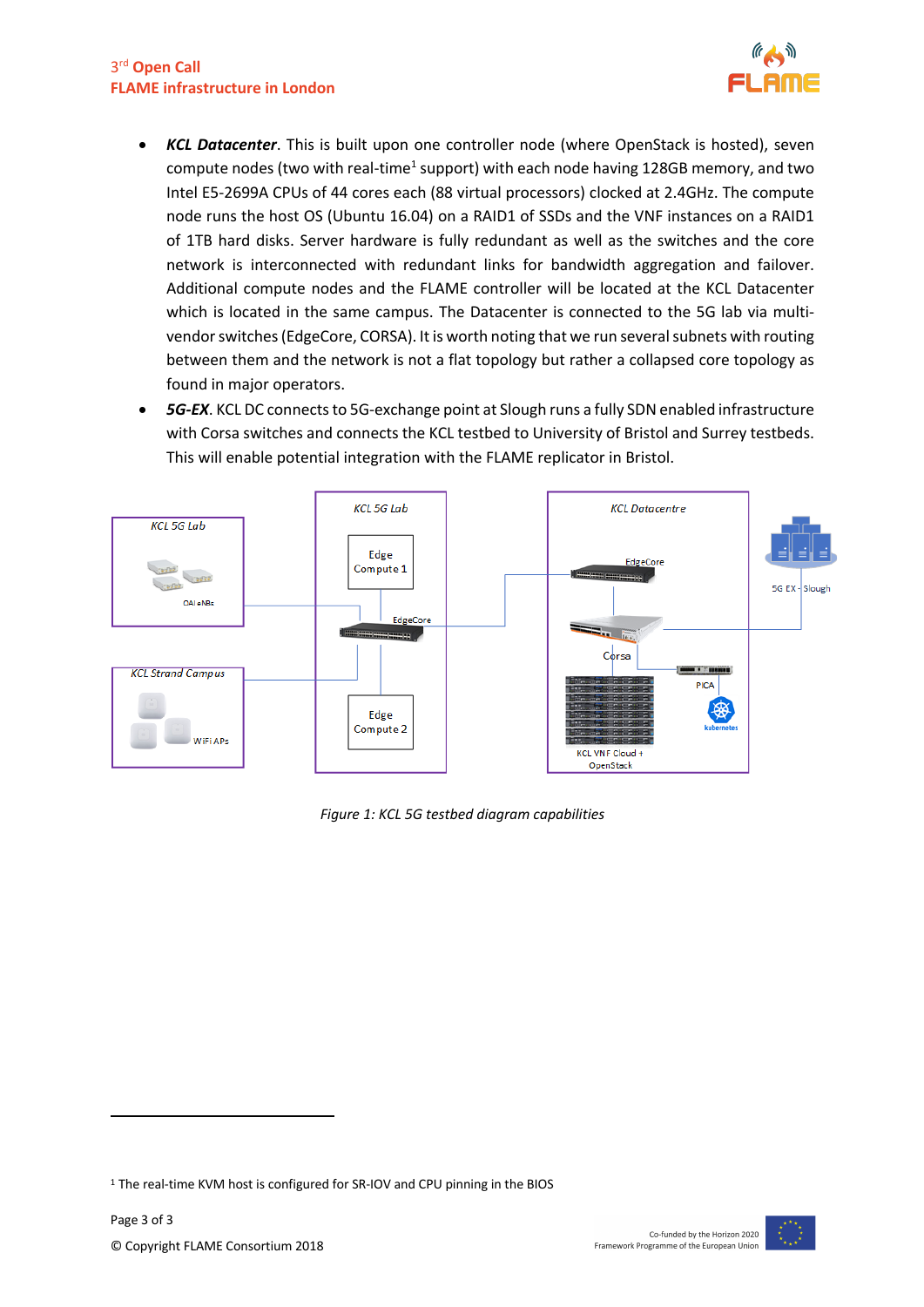- ***KCL Datacenter***. This is built upon one controller node (where OpenStack is hosted), seven compute nodes (two with real-time[1] support) with each node having 128GB memory, and two Intel E5-2699A CPUs of 44 cores each (88 virtual processors) clocked at 2.4GHz. The compute node runs the host OS (Ubuntu 16.04) on a RAID1 of SSDs and the VNF instances on a RAID1 of 1TB hard disks. Server hardware is fully redundant as well as the switches and the core network is interconnected with redundant links for bandwidth aggregation and failover. Additional compute nodes and the FLAME controller will be located at the KCL Datacenter which is located in the same campus. The Datacenter is connected to the 5G lab via multi-vendor switches (EdgeCore, CORSA). It is worth noting that we run several subnets with routing between them and the network is not a flat topology but rather a collapsed core topology as found in major operators.
- ***5G-EX***. KCL DC connects to 5G-exchange point at Slough runs a fully SDN enabled infrastructure with Corsa switches and connects the KCL testbed to University of Bristol and Surrey testbeds. This will enable potential integration with the FLAME replicator in Bristol.

*Figure 1: KCL 5G testbed diagram capabilities*

[1] The real-time KVM host is configured for SR-IOV and CPU pinning in the BIOS